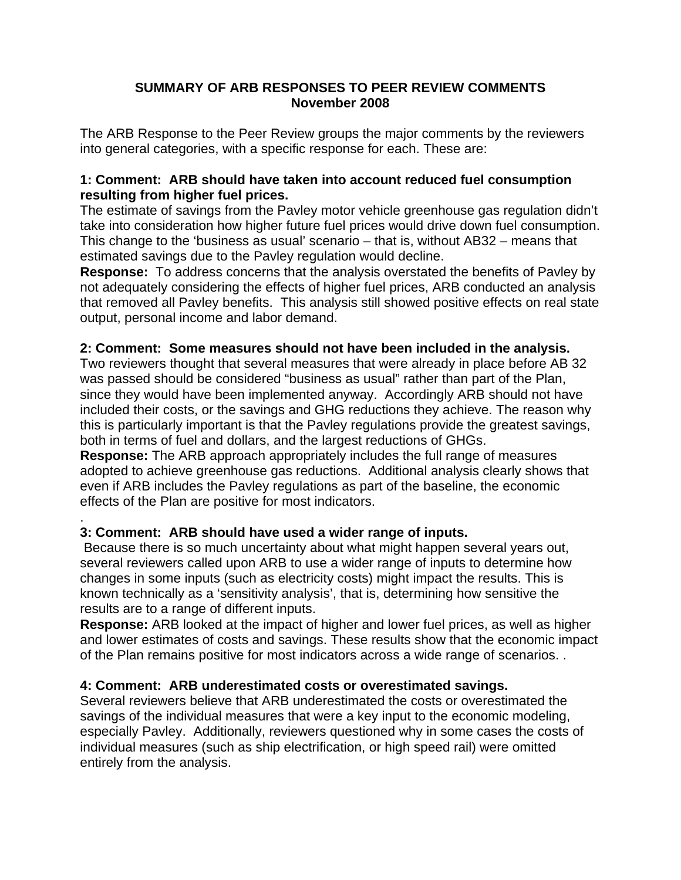**SUMMARY OF ARB RESPONSES TO PEER REVIEW COMMENTS**
**November 2008**

The ARB Response to the Peer Review groups the major comments by the reviewers into general categories, with a specific response for each. These are:

**1: Comment: ARB should have taken into account reduced fuel consumption resulting from higher fuel prices.**
The estimate of savings from the Pavley motor vehicle greenhouse gas regulation didn't take into consideration how higher future fuel prices would drive down fuel consumption. This change to the 'business as usual' scenario – that is, without AB32 – means that estimated savings due to the Pavley regulation would decline.
**Response:** To address concerns that the analysis overstated the benefits of Pavley by not adequately considering the effects of higher fuel prices, ARB conducted an analysis that removed all Pavley benefits. This analysis still showed positive effects on real state output, personal income and labor demand.

**2: Comment: Some measures should not have been included in the analysis.**
Two reviewers thought that several measures that were already in place before AB 32 was passed should be considered "business as usual" rather than part of the Plan, since they would have been implemented anyway. Accordingly ARB should not have included their costs, or the savings and GHG reductions they achieve. The reason why this is particularly important is that the Pavley regulations provide the greatest savings, both in terms of fuel and dollars, and the largest reductions of GHGs.
**Response:** The ARB approach appropriately includes the full range of measures adopted to achieve greenhouse gas reductions. Additional analysis clearly shows that even if ARB includes the Pavley regulations as part of the baseline, the economic effects of the Plan are positive for most indicators.

.

**3: Comment: ARB should have used a wider range of inputs.**
Because there is so much uncertainty about what might happen several years out, several reviewers called upon ARB to use a wider range of inputs to determine how changes in some inputs (such as electricity costs) might impact the results. This is known technically as a 'sensitivity analysis', that is, determining how sensitive the results are to a range of different inputs.
**Response:** ARB looked at the impact of higher and lower fuel prices, as well as higher and lower estimates of costs and savings. These results show that the economic impact of the Plan remains positive for most indicators across a wide range of scenarios. .

**4: Comment: ARB underestimated costs or overestimated savings.**
Several reviewers believe that ARB underestimated the costs or overestimated the savings of the individual measures that were a key input to the economic modeling, especially Pavley. Additionally, reviewers questioned why in some cases the costs of individual measures (such as ship electrification, or high speed rail) were omitted entirely from the analysis.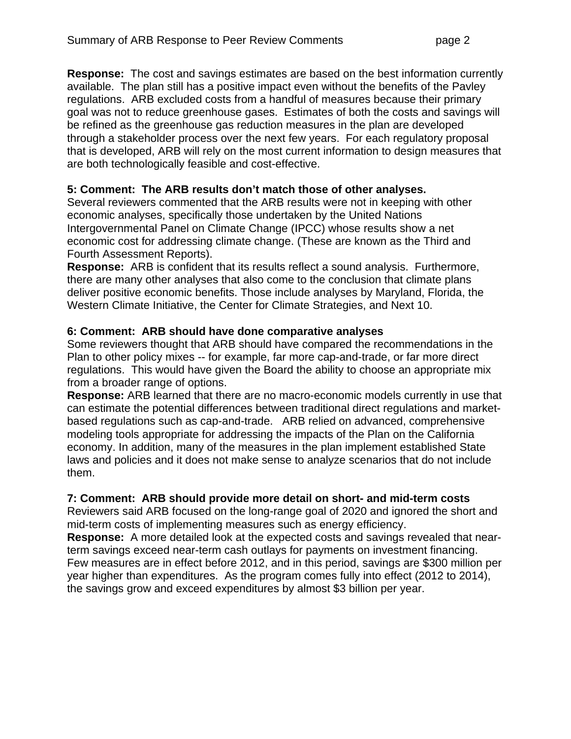**Response:** The cost and savings estimates are based on the best information currently available. The plan still has a positive impact even without the benefits of the Pavley regulations. ARB excluded costs from a handful of measures because their primary goal was not to reduce greenhouse gases. Estimates of both the costs and savings will be refined as the greenhouse gas reduction measures in the plan are developed through a stakeholder process over the next few years. For each regulatory proposal that is developed, ARB will rely on the most current information to design measures that are both technologically feasible and cost-effective.

**5: Comment: The ARB results don't match those of other analyses.**
Several reviewers commented that the ARB results were not in keeping with other economic analyses, specifically those undertaken by the United Nations Intergovernmental Panel on Climate Change (IPCC) whose results show a net economic cost for addressing climate change. (These are known as the Third and Fourth Assessment Reports).
**Response:** ARB is confident that its results reflect a sound analysis. Furthermore, there are many other analyses that also come to the conclusion that climate plans deliver positive economic benefits. Those include analyses by Maryland, Florida, the Western Climate Initiative, the Center for Climate Strategies, and Next 10.

**6: Comment: ARB should have done comparative analyses**
Some reviewers thought that ARB should have compared the recommendations in the Plan to other policy mixes -- for example, far more cap-and-trade, or far more direct regulations. This would have given the Board the ability to choose an appropriate mix from a broader range of options.
**Response:** ARB learned that there are no macro-economic models currently in use that can estimate the potential differences between traditional direct regulations and market-based regulations such as cap-and-trade. ARB relied on advanced, comprehensive modeling tools appropriate for addressing the impacts of the Plan on the California economy. In addition, many of the measures in the plan implement established State laws and policies and it does not make sense to analyze scenarios that do not include them.

**7: Comment: ARB should provide more detail on short- and mid-term costs**
Reviewers said ARB focused on the long-range goal of 2020 and ignored the short and mid-term costs of implementing measures such as energy efficiency.
**Response:** A more detailed look at the expected costs and savings revealed that near-term savings exceed near-term cash outlays for payments on investment financing. Few measures are in effect before 2012, and in this period, savings are $300 million per year higher than expenditures. As the program comes fully into effect (2012 to 2014), the savings grow and exceed expenditures by almost $3 billion per year.